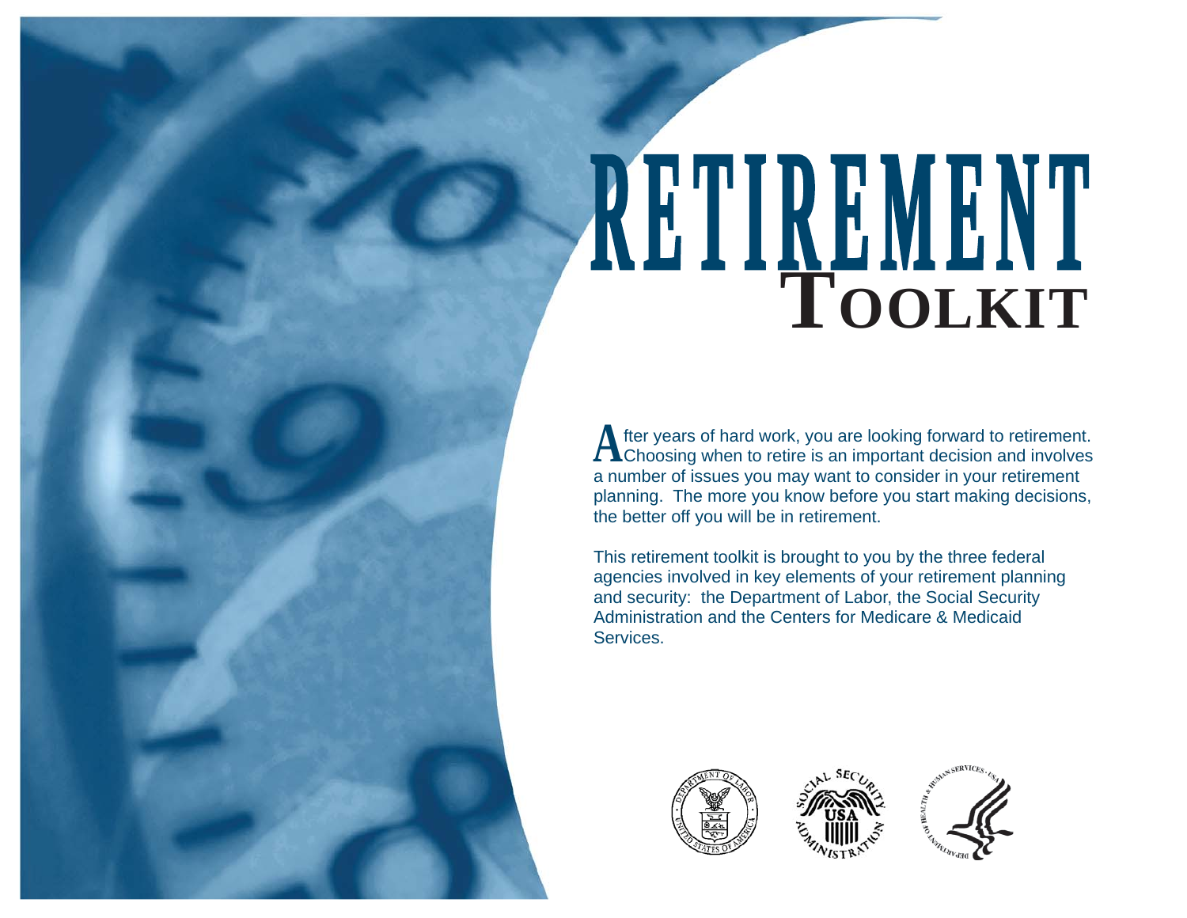# RETIREMENT TOOLKIT

After years of hard work, you are looking forward to retirement. Choosing when to retire is an important decision and involves a number of issues you may want to consider in your retirement planning. The more you know before you start making decisions, the better off you will be in retirement.

This retirement toolkit is brought to you by the three federal agencies involved in key elements of your retirement planning and security: the Department of Labor, the Social Security Administration and the Centers for Medicare & Medicaid Services.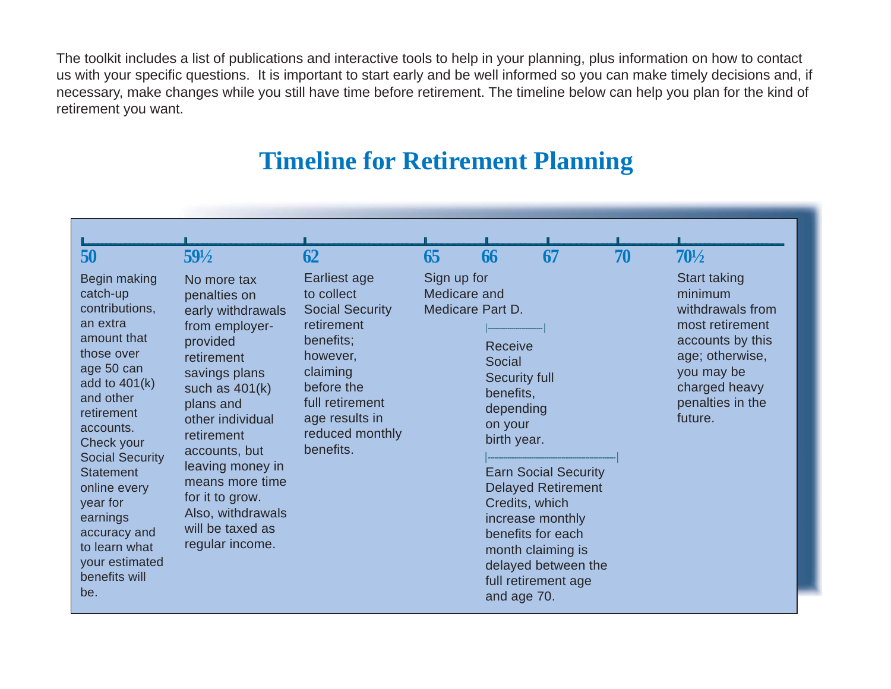The toolkit includes a list of publications and interactive tools to help in your planning, plus information on how to contact us with your specific questions.  It is important to start early and be well informed so you can make timely decisions and, if necessary, make changes while you still have time before retirement. The timeline below can help you plan for the kind of retirement you want.

# Timeline for Retirement Planning

**50**

Begin making catch-up contributions, an extra amount that those over age 50 can add to 401(k) and other retirement accounts. Check your Social Security Statement online every year for earnings accuracy and to learn what your estimated benefits will be.

**59½**

No more tax penalties on early withdrawals from employer-provided retirement savings plans such as 401(k) plans and other individual retirement accounts, but leaving money in means more time for it to grow. Also, withdrawals will be taxed as regular income.

**62**

Earliest age to collect Social Security retirement benefits; however, claiming before the full retirement age results in reduced monthly benefits.

**65**

Sign up for Medicare and Medicare Part D.

**66 – 67**

Receive Social Security full benefits, depending on your birth year.

**66 – 70**

Earn Social Security Delayed Retirement Credits, which increase monthly benefits for each month claiming is delayed between the full retirement age and age 70.

**70½**

Start taking minimum withdrawals from most retirement accounts by this age; otherwise, you may be charged heavy penalties in the future.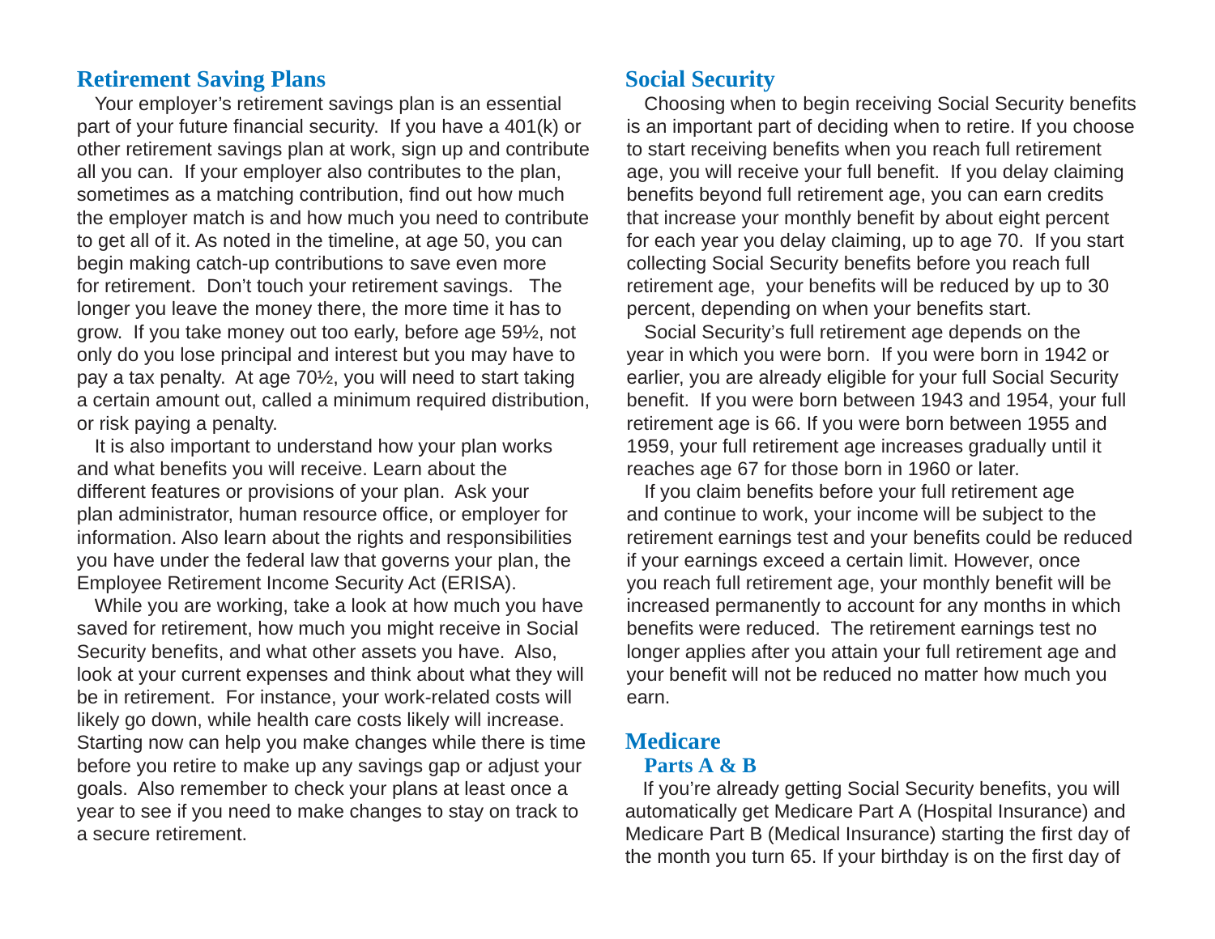## Retirement Saving Plans

Your employer's retirement savings plan is an essential part of your future financial security. If you have a 401(k) or other retirement savings plan at work, sign up and contribute all you can. If your employer also contributes to the plan, sometimes as a matching contribution, find out how much the employer match is and how much you need to contribute to get all of it. As noted in the timeline, at age 50, you can begin making catch-up contributions to save even more for retirement. Don't touch your retirement savings. The longer you leave the money there, the more time it has to grow. If you take money out too early, before age 59½, not only do you lose principal and interest but you may have to pay a tax penalty. At age 70½, you will need to start taking a certain amount out, called a minimum required distribution, or risk paying a penalty.

It is also important to understand how your plan works and what benefits you will receive. Learn about the different features or provisions of your plan. Ask your plan administrator, human resource office, or employer for information. Also learn about the rights and responsibilities you have under the federal law that governs your plan, the Employee Retirement Income Security Act (ERISA).

While you are working, take a look at how much you have saved for retirement, how much you might receive in Social Security benefits, and what other assets you have. Also, look at your current expenses and think about what they will be in retirement. For instance, your work-related costs will likely go down, while health care costs likely will increase. Starting now can help you make changes while there is time before you retire to make up any savings gap or adjust your goals. Also remember to check your plans at least once a year to see if you need to make changes to stay on track to a secure retirement.

## Social Security

Choosing when to begin receiving Social Security benefits is an important part of deciding when to retire. If you choose to start receiving benefits when you reach full retirement age, you will receive your full benefit. If you delay claiming benefits beyond full retirement age, you can earn credits that increase your monthly benefit by about eight percent for each year you delay claiming, up to age 70. If you start collecting Social Security benefits before you reach full retirement age, your benefits will be reduced by up to 30 percent, depending on when your benefits start.

Social Security's full retirement age depends on the year in which you were born. If you were born in 1942 or earlier, you are already eligible for your full Social Security benefit. If you were born between 1943 and 1954, your full retirement age is 66. If you were born between 1955 and 1959, your full retirement age increases gradually until it reaches age 67 for those born in 1960 or later.

If you claim benefits before your full retirement age and continue to work, your income will be subject to the retirement earnings test and your benefits could be reduced if your earnings exceed a certain limit. However, once you reach full retirement age, your monthly benefit will be increased permanently to account for any months in which benefits were reduced. The retirement earnings test no longer applies after you attain your full retirement age and your benefit will not be reduced no matter how much you earn.

## Medicare

### Parts A & B

If you're already getting Social Security benefits, you will automatically get Medicare Part A (Hospital Insurance) and Medicare Part B (Medical Insurance) starting the first day of the month you turn 65. If your birthday is on the first day of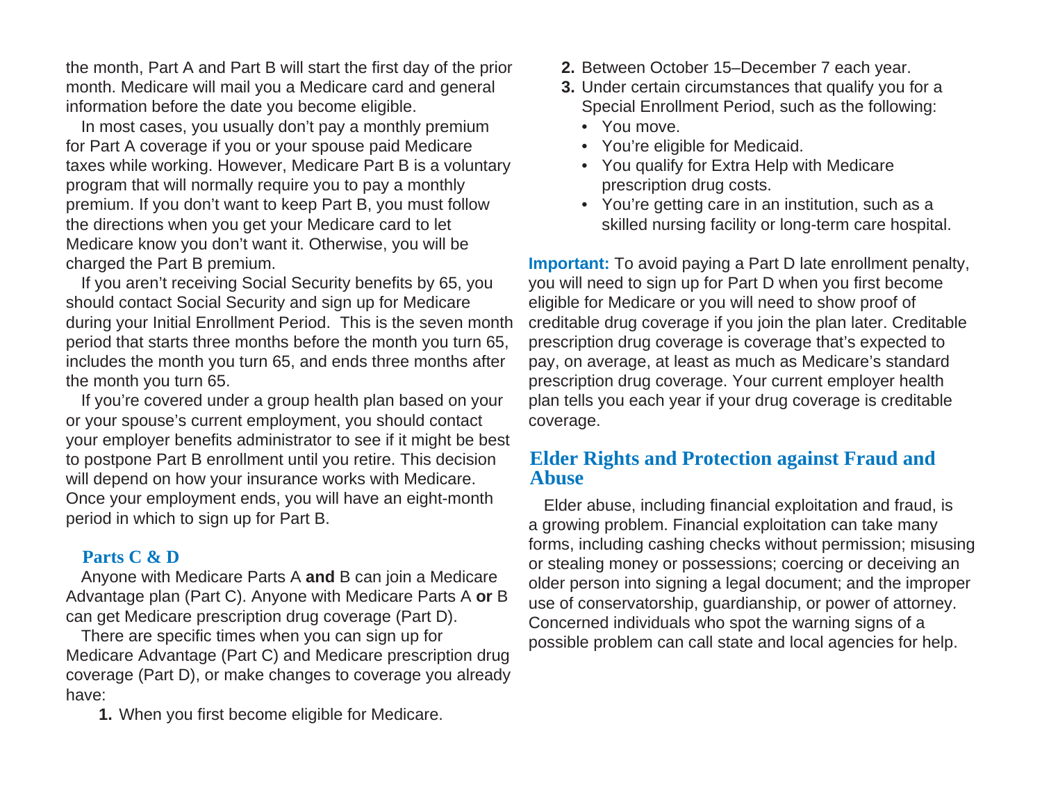the month, Part A and Part B will start the first day of the prior month. Medicare will mail you a Medicare card and general information before the date you become eligible.

In most cases, you usually don't pay a monthly premium for Part A coverage if you or your spouse paid Medicare taxes while working. However, Medicare Part B is a voluntary program that will normally require you to pay a monthly premium. If you don't want to keep Part B, you must follow the directions when you get your Medicare card to let Medicare know you don't want it. Otherwise, you will be charged the Part B premium.

If you aren't receiving Social Security benefits by 65, you should contact Social Security and sign up for Medicare during your Initial Enrollment Period.  This is the seven month period that starts three months before the month you turn 65, includes the month you turn 65, and ends three months after the month you turn 65.

If you're covered under a group health plan based on your or your spouse's current employment, you should contact your employer benefits administrator to see if it might be best to postpone Part B enrollment until you retire. This decision will depend on how your insurance works with Medicare. Once your employment ends, you will have an eight-month period in which to sign up for Part B.

### Parts C & D

Anyone with Medicare Parts A **and** B can join a Medicare Advantage plan (Part C). Anyone with Medicare Parts A **or** B can get Medicare prescription drug coverage (Part D).

There are specific times when you can sign up for Medicare Advantage (Part C) and Medicare prescription drug coverage (Part D), or make changes to coverage you already have:

1. When you first become eligible for Medicare.
2. Between October 15–December 7 each year.
3. Under certain circumstances that qualify you for a Special Enrollment Period, such as the following:
   - You move.
   - You're eligible for Medicaid.
   - You qualify for Extra Help with Medicare prescription drug costs.
   - You're getting care in an institution, such as a skilled nursing facility or long-term care hospital.

**Important:** To avoid paying a Part D late enrollment penalty, you will need to sign up for Part D when you first become eligible for Medicare or you will need to show proof of creditable drug coverage if you join the plan later. Creditable prescription drug coverage is coverage that's expected to pay, on average, at least as much as Medicare's standard prescription drug coverage. Your current employer health plan tells you each year if your drug coverage is creditable coverage.

## Elder Rights and Protection against Fraud and Abuse

Elder abuse, including financial exploitation and fraud, is a growing problem. Financial exploitation can take many forms, including cashing checks without permission; misusing or stealing money or possessions; coercing or deceiving an older person into signing a legal document; and the improper use of conservatorship, guardianship, or power of attorney. Concerned individuals who spot the warning signs of a possible problem can call state and local agencies for help.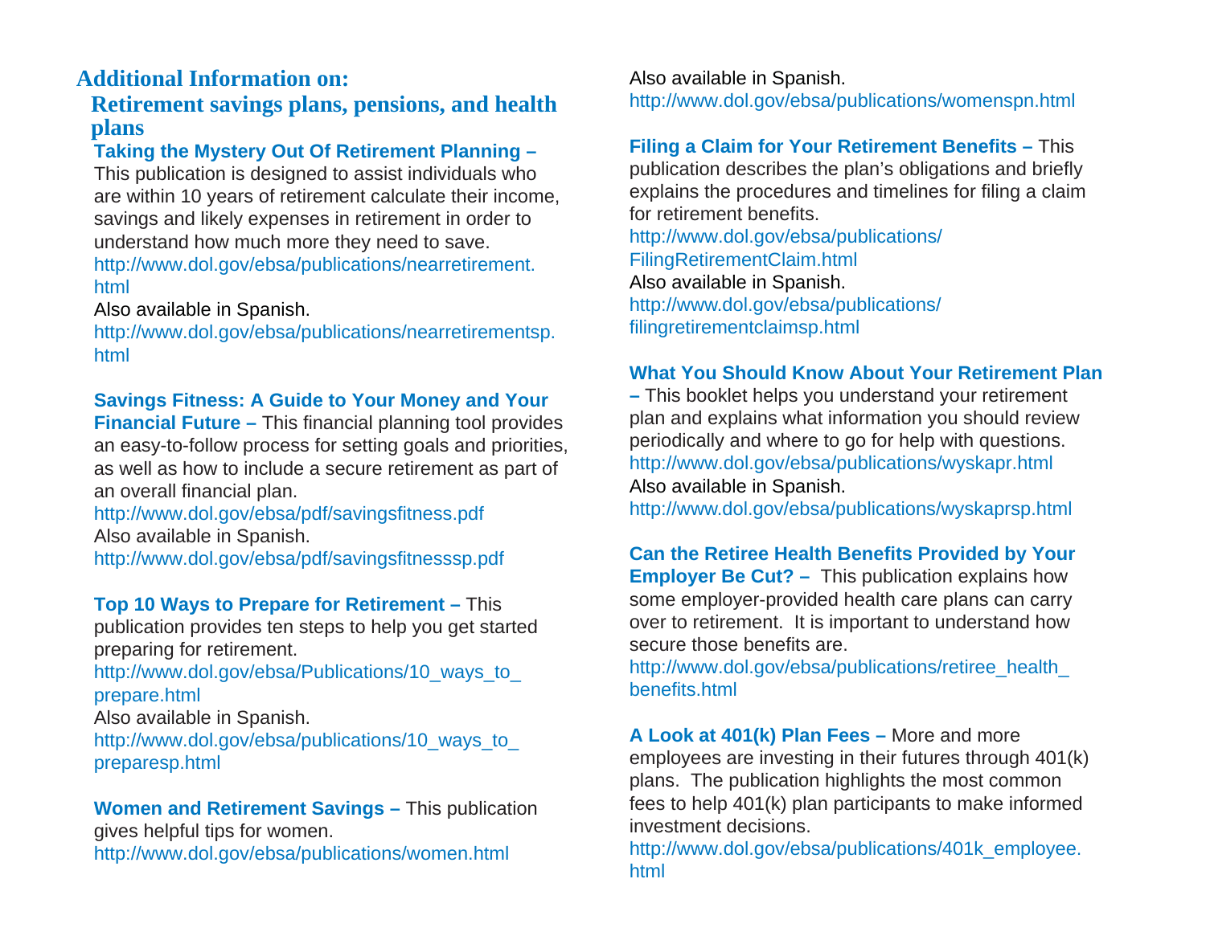## Additional Information on:

### Retirement savings plans, pensions, and health plans

**Taking the Mystery Out Of Retirement Planning –** This publication is designed to assist individuals who are within 10 years of retirement calculate their income, savings and likely expenses in retirement in order to understand how much more they need to save.
http://www.dol.gov/ebsa/publications/nearretirement.html
Also available in Spanish.
http://www.dol.gov/ebsa/publications/nearretirementsp.html

**Savings Fitness: A Guide to Your Money and Your Financial Future –** This financial planning tool provides an easy-to-follow process for setting goals and priorities, as well as how to include a secure retirement as part of an overall financial plan.
http://www.dol.gov/ebsa/pdf/savingsfitness.pdf
Also available in Spanish.
http://www.dol.gov/ebsa/pdf/savingsfitnesssp.pdf

**Top 10 Ways to Prepare for Retirement –** This publication provides ten steps to help you get started preparing for retirement.
http://www.dol.gov/ebsa/Publications/10_ways_to_prepare.html
Also available in Spanish.
http://www.dol.gov/ebsa/publications/10_ways_to_preparesp.html

**Women and Retirement Savings –** This publication gives helpful tips for women.
http://www.dol.gov/ebsa/publications/women.html
Also available in Spanish.
http://www.dol.gov/ebsa/publications/womenspn.html

**Filing a Claim for Your Retirement Benefits –** This publication describes the plan's obligations and briefly explains the procedures and timelines for filing a claim for retirement benefits.
http://www.dol.gov/ebsa/publications/FilingRetirementClaim.html
Also available in Spanish.
http://www.dol.gov/ebsa/publications/filingretirementclaimsp.html

**What You Should Know About Your Retirement Plan –** This booklet helps you understand your retirement plan and explains what information you should review periodically and where to go for help with questions.
http://www.dol.gov/ebsa/publications/wyskapr.html
Also available in Spanish.
http://www.dol.gov/ebsa/publications/wyskaprsp.html

**Can the Retiree Health Benefits Provided by Your Employer Be Cut? –** This publication explains how some employer-provided health care plans can carry over to retirement. It is important to understand how secure those benefits are.
http://www.dol.gov/ebsa/publications/retiree_health_benefits.html

**A Look at 401(k) Plan Fees –** More and more employees are investing in their futures through 401(k) plans. The publication highlights the most common fees to help 401(k) plan participants to make informed investment decisions.
http://www.dol.gov/ebsa/publications/401k_employee.html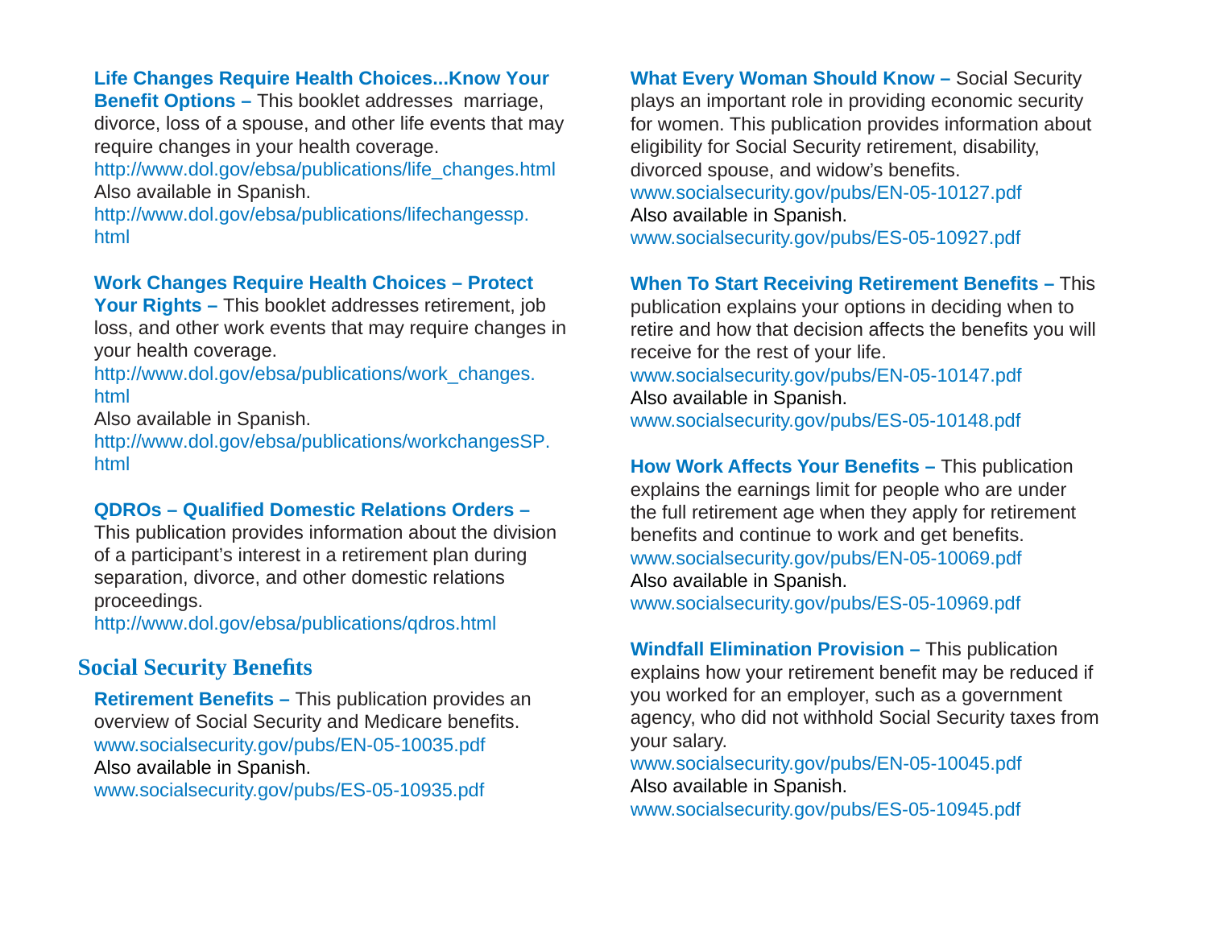**Life Changes Require Health Choices...Know Your Benefit Options –** This booklet addresses marriage, divorce, loss of a spouse, and other life events that may require changes in your health coverage.
http://www.dol.gov/ebsa/publications/life_changes.html
Also available in Spanish.
http://www.dol.gov/ebsa/publications/lifechangessp.html

**Work Changes Require Health Choices – Protect Your Rights –** This booklet addresses retirement, job loss, and other work events that may require changes in your health coverage.
http://www.dol.gov/ebsa/publications/work_changes.html
Also available in Spanish.
http://www.dol.gov/ebsa/publications/workchangesSP.html

**QDROs – Qualified Domestic Relations Orders –** This publication provides information about the division of a participant's interest in a retirement plan during separation, divorce, and other domestic relations proceedings.
http://www.dol.gov/ebsa/publications/qdros.html

## Social Security Benefits

**Retirement Benefits –** This publication provides an overview of Social Security and Medicare benefits.
www.socialsecurity.gov/pubs/EN-05-10035.pdf
Also available in Spanish.
www.socialsecurity.gov/pubs/ES-05-10935.pdf

**What Every Woman Should Know –** Social Security plays an important role in providing economic security for women. This publication provides information about eligibility for Social Security retirement, disability, divorced spouse, and widow's benefits.
www.socialsecurity.gov/pubs/EN-05-10127.pdf
Also available in Spanish.
www.socialsecurity.gov/pubs/ES-05-10927.pdf

**When To Start Receiving Retirement Benefits –** This publication explains your options in deciding when to retire and how that decision affects the benefits you will receive for the rest of your life.
www.socialsecurity.gov/pubs/EN-05-10147.pdf
Also available in Spanish.
www.socialsecurity.gov/pubs/ES-05-10148.pdf

**How Work Affects Your Benefits –** This publication explains the earnings limit for people who are under the full retirement age when they apply for retirement benefits and continue to work and get benefits.
www.socialsecurity.gov/pubs/EN-05-10069.pdf
Also available in Spanish.
www.socialsecurity.gov/pubs/ES-05-10969.pdf

**Windfall Elimination Provision –** This publication explains how your retirement benefit may be reduced if you worked for an employer, such as a government agency, who did not withhold Social Security taxes from your salary.
www.socialsecurity.gov/pubs/EN-05-10045.pdf
Also available in Spanish.
www.socialsecurity.gov/pubs/ES-05-10945.pdf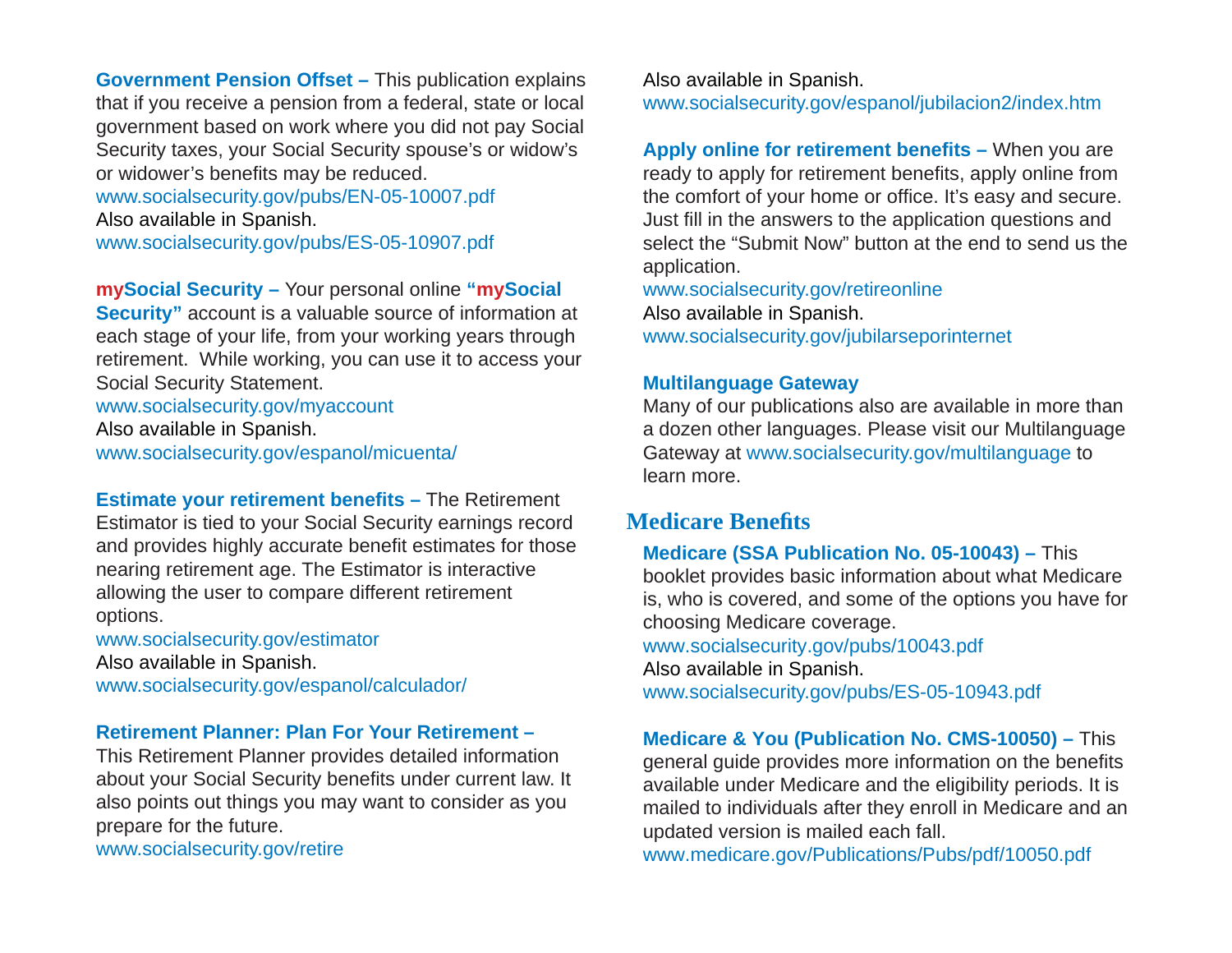**Government Pension Offset –** This publication explains that if you receive a pension from a federal, state or local government based on work where you did not pay Social Security taxes, your Social Security spouse's or widow's or widower's benefits may be reduced.
www.socialsecurity.gov/pubs/EN-05-10007.pdf
Also available in Spanish.
www.socialsecurity.gov/pubs/ES-05-10907.pdf

**mySocial Security –** Your personal online **"mySocial Security"** account is a valuable source of information at each stage of your life, from your working years through retirement. While working, you can use it to access your Social Security Statement.
www.socialsecurity.gov/myaccount
Also available in Spanish.
www.socialsecurity.gov/espanol/micuenta/

**Estimate your retirement benefits –** The Retirement Estimator is tied to your Social Security earnings record and provides highly accurate benefit estimates for those nearing retirement age. The Estimator is interactive allowing the user to compare different retirement options.
www.socialsecurity.gov/estimator
Also available in Spanish.
www.socialsecurity.gov/espanol/calculador/

**Retirement Planner: Plan For Your Retirement –** This Retirement Planner provides detailed information about your Social Security benefits under current law. It also points out things you may want to consider as you prepare for the future.
www.socialsecurity.gov/retire
Also available in Spanish.
www.socialsecurity.gov/espanol/jubilacion2/index.htm

**Apply online for retirement benefits –** When you are ready to apply for retirement benefits, apply online from the comfort of your home or office. It's easy and secure. Just fill in the answers to the application questions and select the "Submit Now" button at the end to send us the application.
www.socialsecurity.gov/retireonline
Also available in Spanish.
www.socialsecurity.gov/jubilarseporinternet

**Multilanguage Gateway**
Many of our publications also are available in more than a dozen other languages. Please visit our Multilanguage Gateway at www.socialsecurity.gov/multilanguage to learn more.

## Medicare Benefits

**Medicare (SSA Publication No. 05-10043) –** This booklet provides basic information about what Medicare is, who is covered, and some of the options you have for choosing Medicare coverage.
www.socialsecurity.gov/pubs/10043.pdf
Also available in Spanish.
www.socialsecurity.gov/pubs/ES-05-10943.pdf

**Medicare & You (Publication No. CMS-10050) –** This general guide provides more information on the benefits available under Medicare and the eligibility periods. It is mailed to individuals after they enroll in Medicare and an updated version is mailed each fall.
www.medicare.gov/Publications/Pubs/pdf/10050.pdf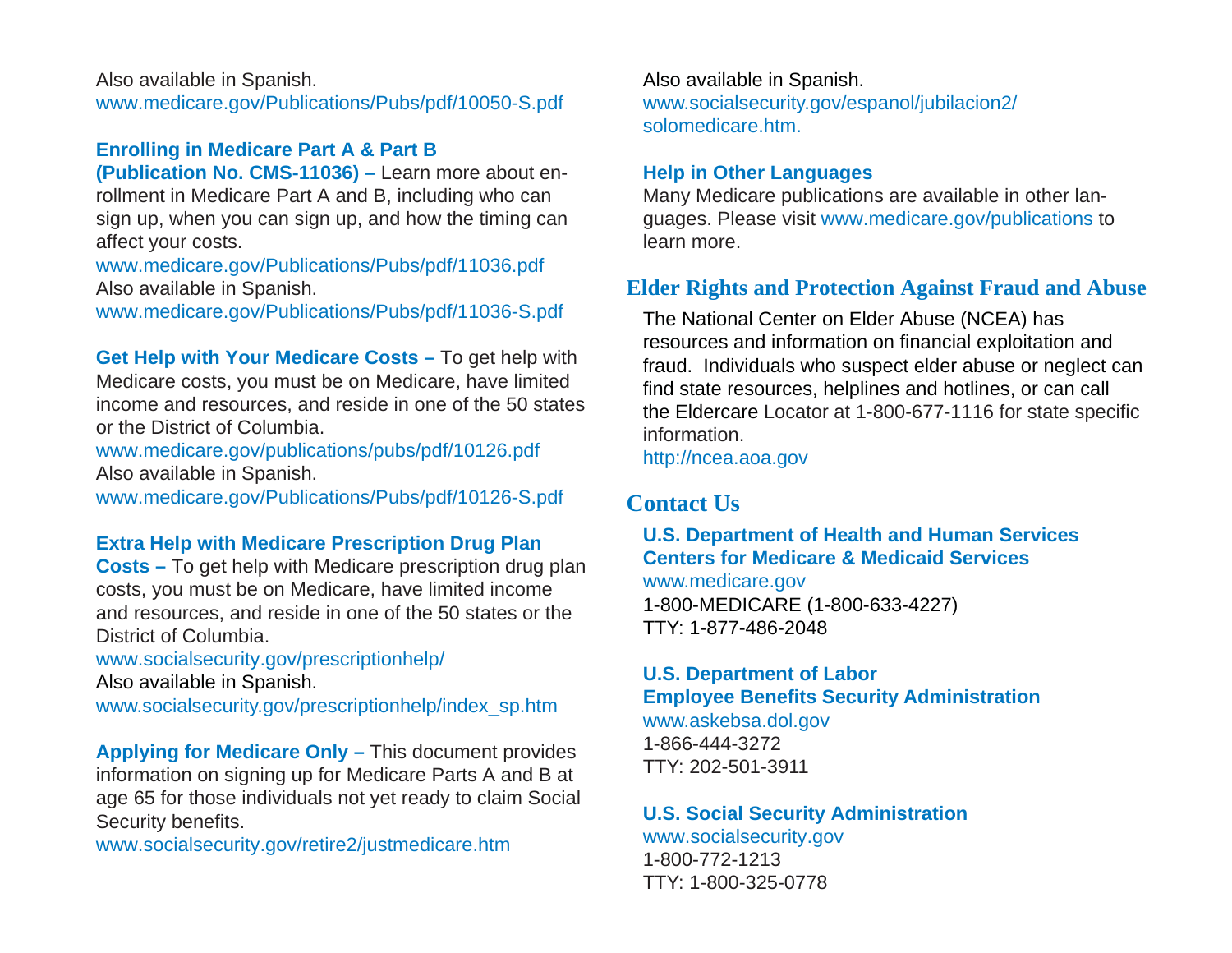Also available in Spanish.
www.medicare.gov/Publications/Pubs/pdf/10050-S.pdf

**Enrolling in Medicare Part A & Part B (Publication No. CMS-11036) –** Learn more about enrollment in Medicare Part A and B, including who can sign up, when you can sign up, and how the timing can affect your costs.
www.medicare.gov/Publications/Pubs/pdf/11036.pdf
Also available in Spanish.
www.medicare.gov/Publications/Pubs/pdf/11036-S.pdf

**Get Help with Your Medicare Costs –** To get help with Medicare costs, you must be on Medicare, have limited income and resources, and reside in one of the 50 states or the District of Columbia.
www.medicare.gov/publications/pubs/pdf/10126.pdf
Also available in Spanish.
www.medicare.gov/Publications/Pubs/pdf/10126-S.pdf

**Extra Help with Medicare Prescription Drug Plan Costs –** To get help with Medicare prescription drug plan costs, you must be on Medicare, have limited income and resources, and reside in one of the 50 states or the District of Columbia.
www.socialsecurity.gov/prescriptionhelp/
Also available in Spanish.
www.socialsecurity.gov/prescriptionhelp/index_sp.htm

**Applying for Medicare Only –** This document provides information on signing up for Medicare Parts A and B at age 65 for those individuals not yet ready to claim Social Security benefits.
www.socialsecurity.gov/retire2/justmedicare.htm
Also available in Spanish.
www.socialsecurity.gov/espanol/jubilacion2/solomedicare.htm.

**Help in Other Languages**
Many Medicare publications are available in other languages. Please visit www.medicare.gov/publications to learn more.

## Elder Rights and Protection Against Fraud and Abuse

The National Center on Elder Abuse (NCEA) has resources and information on financial exploitation and fraud. Individuals who suspect elder abuse or neglect can find state resources, helplines and hotlines, or can call the Eldercare Locator at 1-800-677-1116 for state specific information.
http://ncea.aoa.gov

## Contact Us

**U.S. Department of Health and Human Services**
**Centers for Medicare & Medicaid Services**
www.medicare.gov
1-800-MEDICARE (1-800-633-4227)
TTY: 1-877-486-2048

**U.S. Department of Labor**
**Employee Benefits Security Administration**
www.askebsa.dol.gov
1-866-444-3272
TTY: 202-501-3911

**U.S. Social Security Administration**
www.socialsecurity.gov
1-800-772-1213
TTY: 1-800-325-0778